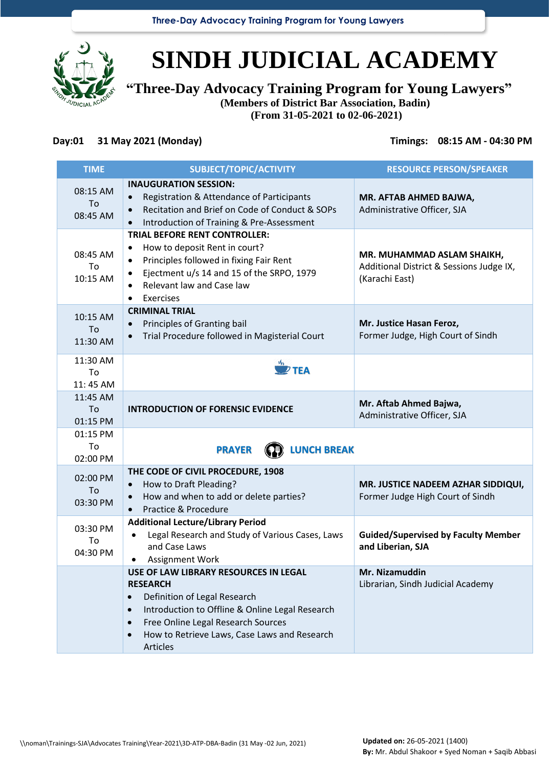# SINDH JUDICIAL ACADEMY

## "Three-Day Advocacy Training Program for Young Lawyers"

**(Members of District Bar Association, Badin)**
**(From 31-05-2021 to 02-06-2021)**

**Day:01 31 May 2021 (Monday)** **Timings: 08:15 AM - 04:30 PM**

| TIME | SUBJECT/TOPIC/ACTIVITY | RESOURCE PERSON/SPEAKER |
|---|---|---|
| 08:15 AM To 08:45 AM | **INAUGURATION SESSION:**<br>• Registration & Attendance of Participants<br>• Recitation and Brief on Code of Conduct & SOPs<br>• Introduction of Training & Pre-Assessment | **MR. AFTAB AHMED BAJWA,**<br>Administrative Officer, SJA |
| 08:45 AM To 10:15 AM | **TRIAL BEFORE RENT CONTROLLER:**<br>• How to deposit Rent in court?<br>• Principles followed in fixing Fair Rent<br>• Ejectment u/s 14 and 15 of the SRPO, 1979<br>• Relevant law and Case law<br>• Exercises | **MR. MUHAMMAD ASLAM SHAIKH,**<br>Additional District & Sessions Judge IX, (Karachi East) |
| 10:15 AM To 11:30 AM | **CRIMINAL TRIAL**<br>• Principles of Granting bail<br>• Trial Procedure followed in Magisterial Court | **Mr. Justice Hasan Feroz,**<br>Former Judge, High Court of Sindh |
| 11:30 AM To 11: 45 AM | **TEA** | |
| 11:45 AM To 01:15 PM | **INTRODUCTION OF FORENSIC EVIDENCE** | **Mr. Aftab Ahmed Bajwa,**<br>Administrative Officer, SJA |
| 01:15 PM To 02:00 PM | **PRAYER LUNCH BREAK** | |
| 02:00 PM To 03:30 PM | **THE CODE OF CIVIL PROCEDURE, 1908**<br>• How to Draft Pleading?<br>• How and when to add or delete parties?<br>• Practice & Procedure | **MR. JUSTICE NADEEM AZHAR SIDDIQUI,**<br>Former Judge High Court of Sindh |
| 03:30 PM To 04:30 PM | **Additional Lecture/Library Period**<br>• Legal Research and Study of Various Cases, Laws and Case Laws<br>• Assignment Work | **Guided/Supervised by Faculty Member and Liberian, SJA** |
| | **USE OF LAW LIBRARY RESOURCES IN LEGAL RESEARCH**<br>• Definition of Legal Research<br>• Introduction to Offline & Online Legal Research<br>• Free Online Legal Research Sources<br>• How to Retrieve Laws, Case Laws and Research Articles | **Mr. Nizamuddin**<br>Librarian, Sindh Judicial Academy |

\\noman\Trainings-SJA\Advocates Training\Year-2021\3D-ATP-DBA-Badin (31 May -02 Jun, 2021)

**Updated on:** 26-05-2021 (1400)
**By:** Mr. Abdul Shakoor + Syed Noman + Saqib Abbasi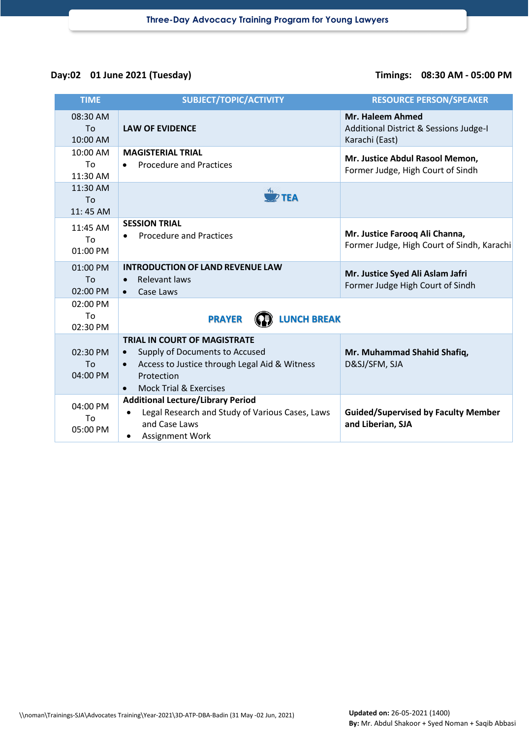**Day:02 01 June 2021 (Tuesday)** **Timings: 08:30 AM - 05:00 PM**

| TIME | SUBJECT/TOPIC/ACTIVITY | RESOURCE PERSON/SPEAKER |
|---|---|---|
| 08:30 AM To 10:00 AM | **LAW OF EVIDENCE** | **Mr. Haleem Ahmed** Additional District & Sessions Judge-I Karachi (East) |
| 10:00 AM To 11:30 AM | **MAGISTERIAL TRIAL** • Procedure and Practices | **Mr. Justice Abdul Rasool Memon,** Former Judge, High Court of Sindh |
| 11:30 AM To 11: 45 AM | **TEA** | |
| 11:45 AM To 01:00 PM | **SESSION TRIAL** • Procedure and Practices | **Mr. Justice Farooq Ali Channa,** Former Judge, High Court of Sindh, Karachi |
| 01:00 PM To 02:00 PM | **INTRODUCTION OF LAND REVENUE LAW** • Relevant laws • Case Laws | **Mr. Justice Syed Ali Aslam Jafri** Former Judge High Court of Sindh |
| 02:00 PM To 02:30 PM | **PRAYER LUNCH BREAK** | |
| 02:30 PM To 04:00 PM | **TRIAL IN COURT OF MAGISTRATE** • Supply of Documents to Accused • Access to Justice through Legal Aid & Witness Protection • Mock Trial & Exercises | **Mr. Muhammad Shahid Shafiq,** D&SJ/SFM, SJA |
| 04:00 PM To 05:00 PM | **Additional Lecture/Library Period** • Legal Research and Study of Various Cases, Laws and Case Laws • Assignment Work | **Guided/Supervised by Faculty Member and Liberian, SJA** |

\\noman\Trainings-SJA\Advocates Training\Year-2021\3D-ATP-DBA-Badin (31 May -02 Jun, 2021)

**Updated on:** 26-05-2021 (1400)
**By:** Mr. Abdul Shakoor + Syed Noman + Saqib Abbasi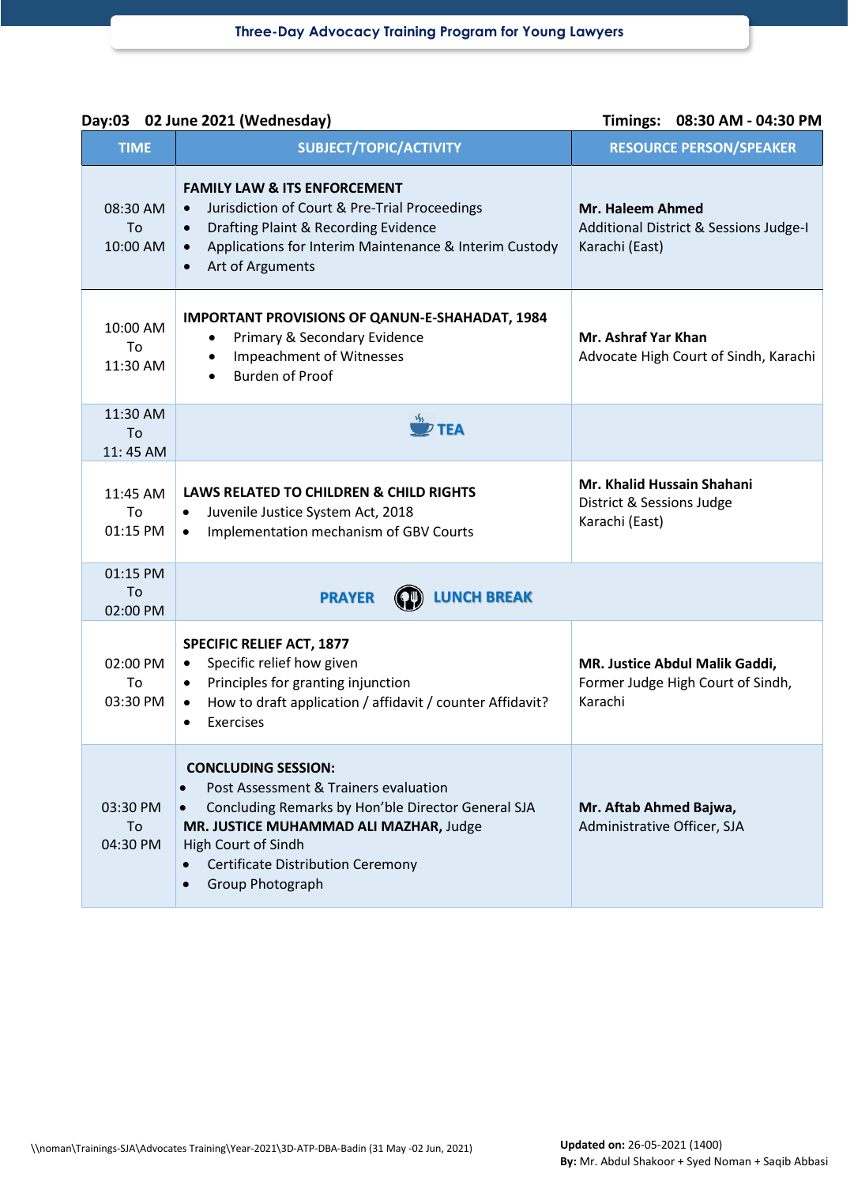**Day:03 02 June 2021 (Wednesday)** **Timings: 08:30 AM - 04:30 PM**

| TIME | SUBJECT/TOPIC/ACTIVITY | RESOURCE PERSON/SPEAKER |
|---|---|---|
| 08:30 AM To 10:00 AM | **FAMILY LAW & ITS ENFORCEMENT**<br>• Jurisdiction of Court & Pre-Trial Proceedings<br>• Drafting Plaint & Recording Evidence<br>• Applications for Interim Maintenance & Interim Custody<br>• Art of Arguments | **Mr. Haleem Ahmed**<br>Additional District & Sessions Judge-I Karachi (East) |
| 10:00 AM To 11:30 AM | **IMPORTANT PROVISIONS OF QANUN-E-SHAHADAT, 1984**<br>• Primary & Secondary Evidence<br>• Impeachment of Witnesses<br>• Burden of Proof | **Mr. Ashraf Yar Khan**<br>Advocate High Court of Sindh, Karachi |
| 11:30 AM To 11: 45 AM | TEA | |
| 11:45 AM To 01:15 PM | **LAWS RELATED TO CHILDREN & CHILD RIGHTS**<br>• Juvenile Justice System Act, 2018<br>• Implementation mechanism of GBV Courts | **Mr. Khalid Hussain Shahani**<br>District & Sessions Judge<br>Karachi (East) |
| 01:15 PM To 02:00 PM | PRAYER LUNCH BREAK | |
| 02:00 PM To 03:30 PM | **SPECIFIC RELIEF ACT, 1877**<br>• Specific relief how given<br>• Principles for granting injunction<br>• How to draft application / affidavit / counter Affidavit?<br>• Exercises | **MR. Justice Abdul Malik Gaddi,**<br>Former Judge High Court of Sindh, Karachi |
| 03:30 PM To 04:30 PM | **CONCLUDING SESSION:**<br>• Post Assessment & Trainers evaluation<br>• Concluding Remarks by Hon'ble Director General SJA **MR. JUSTICE MUHAMMAD ALI MAZHAR,** Judge High Court of Sindh<br>• Certificate Distribution Ceremony<br>• Group Photograph | **Mr. Aftab Ahmed Bajwa,**<br>Administrative Officer, SJA |

\\noman\Trainings-SJA\Advocates Training\Year-2021\3D-ATP-DBA-Badin (31 May -02 Jun, 2021)

**Updated on:** 26-05-2021 (1400)
**By:** Mr. Abdul Shakoor + Syed Noman + Saqib Abbasi